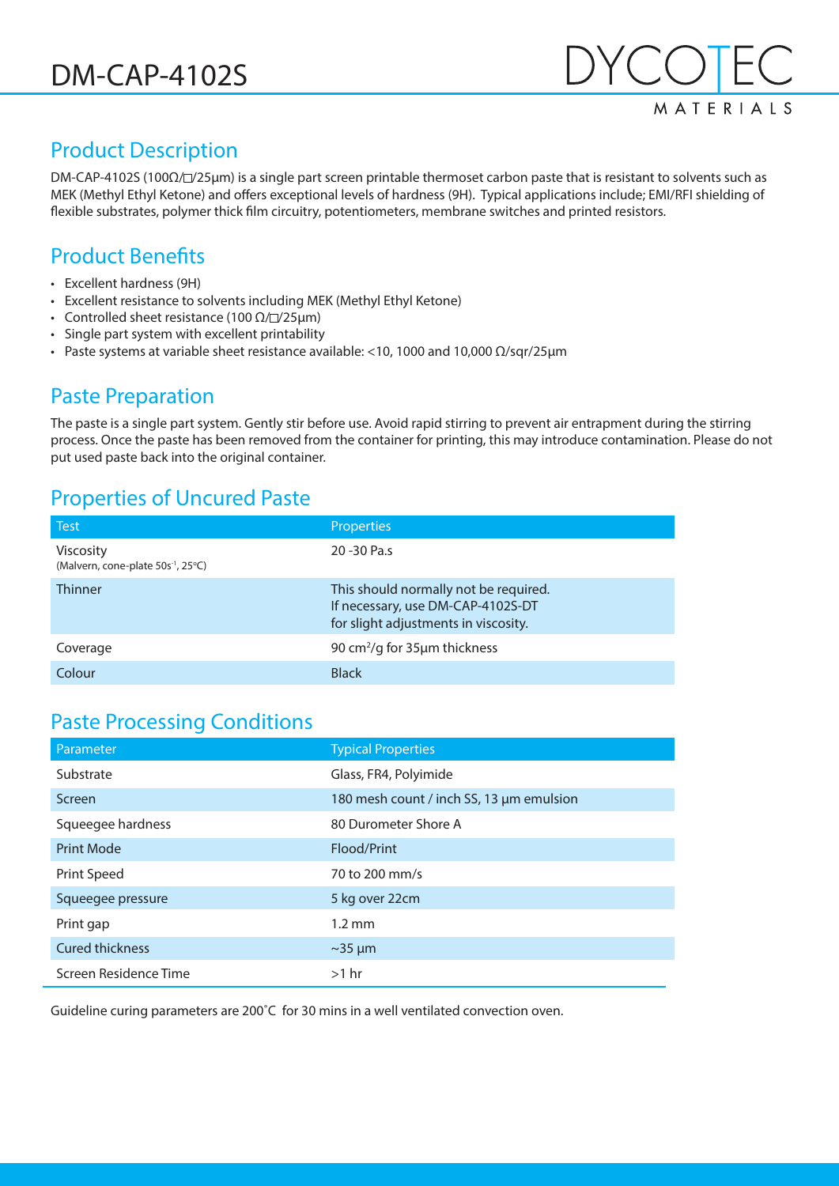# DM-CAP-4102S

DYCOTEC MATERIALS

## Product Description

DM-CAP-4102S (100Ω/□/25µm) is a single part screen printable thermoset carbon paste that is resistant to solvents such as MEK (Methyl Ethyl Ketone) and offers exceptional levels of hardness (9H). Typical applications include; EMI/RFI shielding of flexible substrates, polymer thick film circuitry, potentiometers, membrane switches and printed resistors.

## Product Benefits

- Excellent hardness (9H)
- Excellent resistance to solvents including MEK (Methyl Ethyl Ketone)
- Controlled sheet resistance (100 Ω/□/25µm)
- Single part system with excellent printability
- Paste systems at variable sheet resistance available: <10, 1000 and 10,000 Ω/sqr/25µm

## Paste Preparation

The paste is a single part system. Gently stir before use. Avoid rapid stirring to prevent air entrapment during the stirring process. Once the paste has been removed from the container for printing, this may introduce contamination. Please do not put used paste back into the original container.

## Properties of Uncured Paste

| Test | Properties |
|---|---|
| Viscosity (Malvern, cone-plate 50s$^{-1}$, 25°C) | 20 -30 Pa.s |
| Thinner | This should normally not be required. If necessary, use DM-CAP-4102S-DT for slight adjustments in viscosity. |
| Coverage | 90 cm$^2$/g for 35µm thickness |
| Colour | Black |

## Paste Processing Conditions

| Parameter | Typical Properties |
|---|---|
| Substrate | Glass, FR4, Polyimide |
| Screen | 180 mesh count / inch SS, 13 µm emulsion |
| Squeegee hardness | 80 Durometer Shore A |
| Print Mode | Flood/Print |
| Print Speed | 70 to 200 mm/s |
| Squeegee pressure | 5 kg over 22cm |
| Print gap | 1.2 mm |
| Cured thickness | ~35 µm |
| Screen Residence Time | >1 hr |

Guideline curing parameters are 200˚C for 30 mins in a well ventilated convection oven.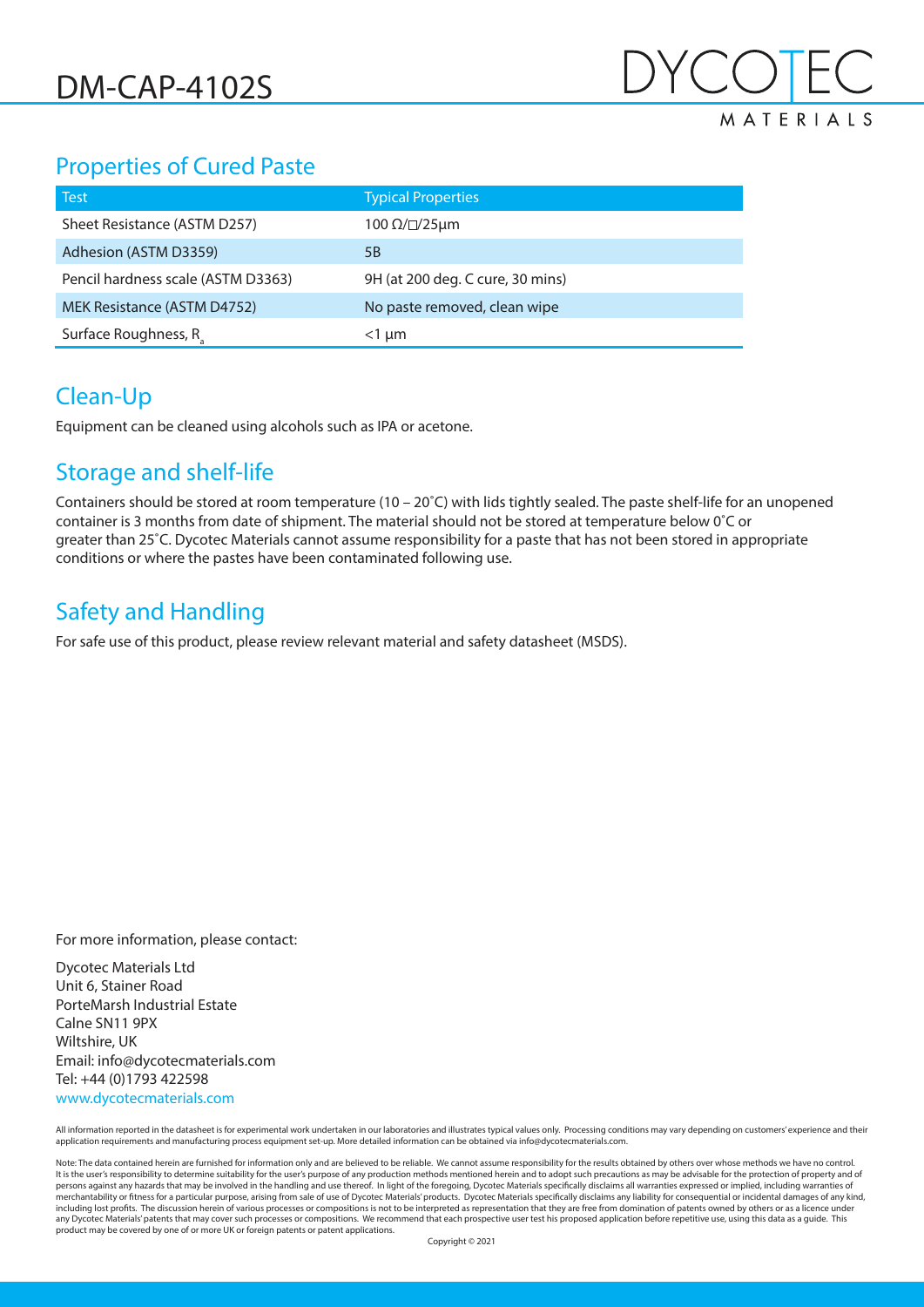# DM-CAP-4102S

## Properties of Cured Paste

| Test | Typical Properties |
|---|---|
| Sheet Resistance (ASTM D257) | 100 Ω/□/25µm |
| Adhesion (ASTM D3359) | 5B |
| Pencil hardness scale (ASTM D3363) | 9H (at 200 deg. C cure, 30 mins) |
| MEK Resistance (ASTM D4752) | No paste removed, clean wipe |
| Surface Roughness, $R_a$ | <1 µm |

## Clean-Up

Equipment can be cleaned using alcohols such as IPA or acetone.

## Storage and shelf-life

Containers should be stored at room temperature (10 – 20˚C) with lids tightly sealed. The paste shelf-life for an unopened container is 3 months from date of shipment. The material should not be stored at temperature below 0˚C or greater than 25˚C. Dycotec Materials cannot assume responsibility for a paste that has not been stored in appropriate conditions or where the pastes have been contaminated following use.

## Safety and Handling

For safe use of this product, please review relevant material and safety datasheet (MSDS).

For more information, please contact:

Dycotec Materials Ltd
Unit 6, Stainer Road
PorteMarsh Industrial Estate
Calne SN11 9PX
Wiltshire, UK
Email: info@dycotecmaterials.com
Tel: +44 (0)1793 422598
www.dycotecmaterials.com

All information reported in the datasheet is for experimental work undertaken in our laboratories and illustrates typical values only. Processing conditions may vary depending on customers' experience and their application requirements and manufacturing process equipment set-up. More detailed information can be obtained via info@dycotecmaterials.com.

Note: The data contained herein are furnished for information only and are believed to be reliable. We cannot assume responsibility for the results obtained by others over whose methods we have no control. It is the user's responsibility to determine suitability for the user's purpose of any production methods mentioned herein and to adopt such precautions as may be advisable for the protection of property and of persons against any hazards that may be involved in the handling and use thereof. In light of the foregoing, Dycotec Materials specifically disclaims all warranties expressed or implied, including warranties of merchantability or fitness for a particular purpose, arising from sale of use of Dycotec Materials' products. Dycotec Materials specifically disclaims any liability for consequential or incidental damages of any kind, including lost profits. The discussion herein of various processes or compositions is not to be interpreted as representation that they are free from domination of patents owned by others or as a licence under any Dycotec Materials' patents that may cover such processes or compositions. We recommend that each prospective user test his proposed application before repetitive use, using this data as a guide. This product may be covered by one of or more UK or foreign patents or patent applications.

Copyright © 2021